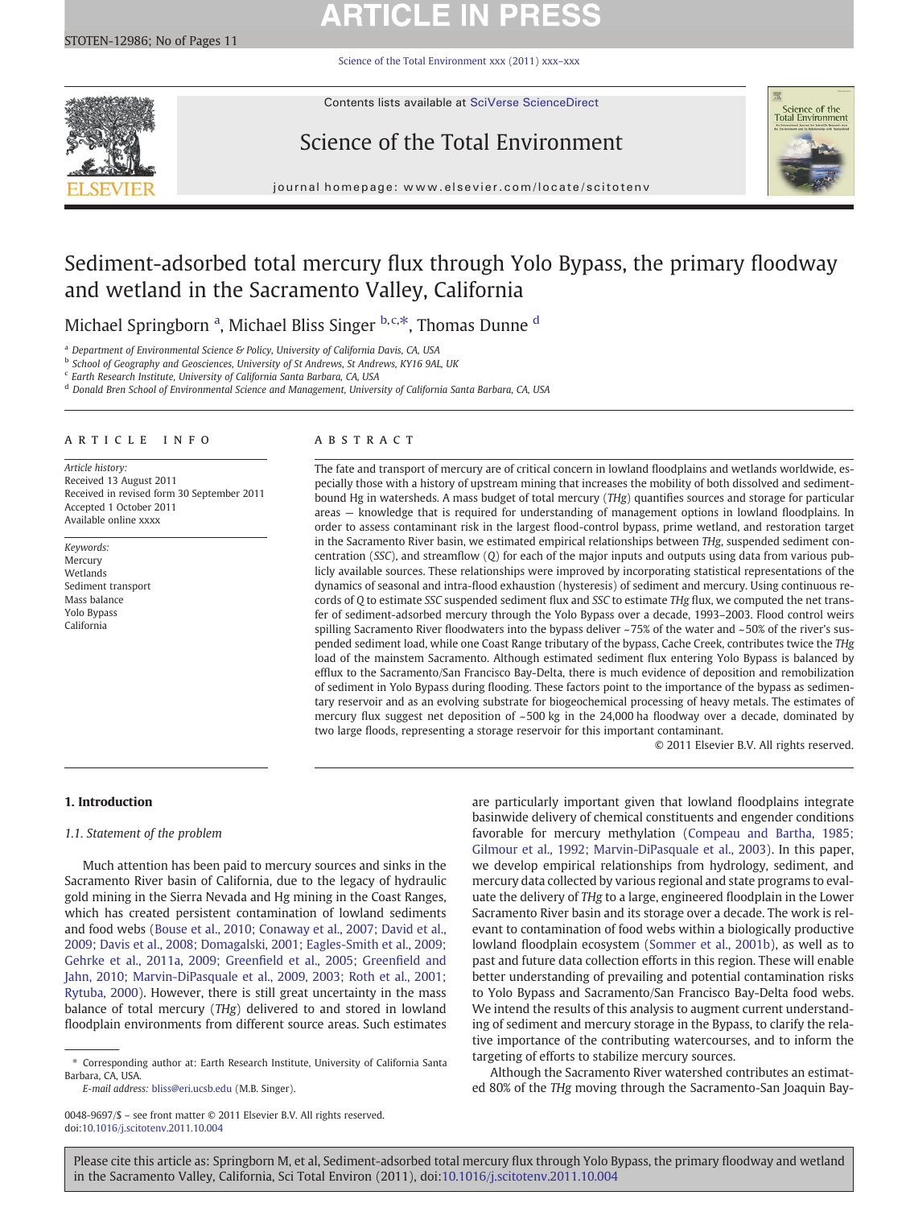# Sediment-adsorbed total mercury flux through Yolo Bypass, the primary floodway and wetland in the Sacramento Valley, California

Michael Springborn [a], Michael Bliss Singer [b,c,*], Thomas Dunne [d]

[a] Department of Environmental Science & Policy, University of California Davis, CA, USA
[b] School of Geography and Geosciences, University of St Andrews, St Andrews, KY16 9AL, UK
[c] Earth Research Institute, University of California Santa Barbara, CA, USA
[d] Donald Bren School of Environmental Science and Management, University of California Santa Barbara, CA, USA

## ARTICLE INFO

*Article history:*
Received 13 August 2011
Received in revised form 30 September 2011
Accepted 1 October 2011
Available online xxxx

*Keywords:*
Mercury
Wetlands
Sediment transport
Mass balance
Yolo Bypass
California

## ABSTRACT

The fate and transport of mercury are of critical concern in lowland floodplains and wetlands worldwide, especially those with a history of upstream mining that increases the mobility of both dissolved and sediment-bound Hg in watersheds. A mass budget of total mercury (*THg*) quantifies sources and storage for particular areas — knowledge that is required for understanding of management options in lowland floodplains. In order to assess contaminant risk in the largest flood-control bypass, prime wetland, and restoration target in the Sacramento River basin, we estimated empirical relationships between *THg*, suspended sediment concentration (*SSC*), and streamflow (*Q*) for each of the major inputs and outputs using data from various publicly available sources. These relationships were improved by incorporating statistical representations of the dynamics of seasonal and intra-flood exhaustion (hysteresis) of sediment and mercury. Using continuous records of *Q* to estimate *SSC* suspended sediment flux and *SSC* to estimate *THg* flux, we computed the net transfer of sediment-adsorbed mercury through the Yolo Bypass over a decade, 1993–2003. Flood control weirs spilling Sacramento River floodwaters into the bypass deliver ~75% of the water and ~50% of the river's suspended sediment load, while one Coast Range tributary of the bypass, Cache Creek, contributes twice the *THg* load of the mainstem Sacramento. Although estimated sediment flux entering Yolo Bypass is balanced by efflux to the Sacramento/San Francisco Bay-Delta, there is much evidence of deposition and remobilization of sediment in Yolo Bypass during flooding. These factors point to the importance of the bypass as sedimentary reservoir and as an evolving substrate for biogeochemical processing of heavy metals. The estimates of mercury flux suggest net deposition of ~500 kg in the 24,000 ha floodway over a decade, dominated by two large floods, representing a storage reservoir for this important contaminant.

© 2011 Elsevier B.V. All rights reserved.

## 1. Introduction

### 1.1. Statement of the problem

Much attention has been paid to mercury sources and sinks in the Sacramento River basin of California, due to the legacy of hydraulic gold mining in the Sierra Nevada and Hg mining in the Coast Ranges, which has created persistent contamination of lowland sediments and food webs (Bouse et al., 2010; Conaway et al., 2007; David et al., 2009; Davis et al., 2008; Domagalski, 2001; Eagles-Smith et al., 2009; Gehrke et al., 2011a, 2009; Greenfield et al., 2005; Greenfield and Jahn, 2010; Marvin-DiPasquale et al., 2009, 2003; Roth et al., 2001; Rytuba, 2000). However, there is still great uncertainty in the mass balance of total mercury (*THg*) delivered to and stored in lowland floodplain environments from different source areas. Such estimates are particularly important given that lowland floodplains integrate basinwide delivery of chemical constituents and engender conditions favorable for mercury methylation (Compeau and Bartha, 1985; Gilmour et al., 1992; Marvin-DiPasquale et al., 2003). In this paper, we develop empirical relationships from hydrology, sediment, and mercury data collected by various regional and state programs to evaluate the delivery of *THg* to a large, engineered floodplain in the Lower Sacramento River basin and its storage over a decade. The work is relevant to contamination of food webs within a biologically productive lowland floodplain ecosystem (Sommer et al., 2001b), as well as to past and future data collection efforts in this region. These will enable better understanding of prevailing and potential contamination risks to Yolo Bypass and Sacramento/San Francisco Bay-Delta food webs. We intend the results of this analysis to augment current understanding of sediment and mercury storage in the Bypass, to clarify the relative importance of the contributing watercourses, and to inform the targeting of efforts to stabilize mercury sources.

Although the Sacramento River watershed contributes an estimated 80% of the *THg* moving through the Sacramento-San Joaquin Bay-

\* Corresponding author at: Earth Research Institute, University of California Santa Barbara, CA, USA.
*E-mail address:* bliss@eri.ucsb.edu (M.B. Singer).

0048-9697/$ – see front matter © 2011 Elsevier B.V. All rights reserved.
doi:10.1016/j.scitotenv.2011.10.004

Please cite this article as: Springborn M, et al, Sediment-adsorbed total mercury flux through Yolo Bypass, the primary floodway and wetland in the Sacramento Valley, California, Sci Total Environ (2011), doi:10.1016/j.scitotenv.2011.10.004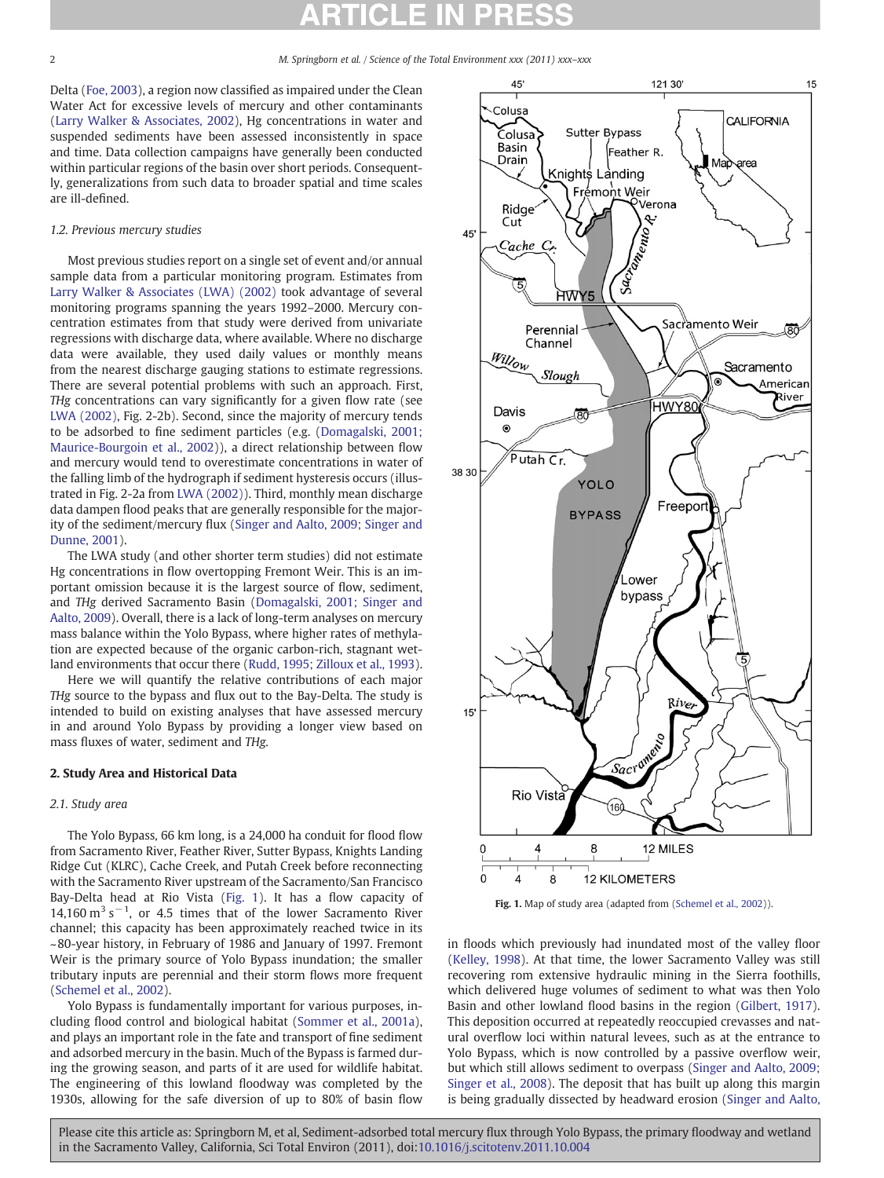Delta (Foe, 2003), a region now classified as impaired under the Clean Water Act for excessive levels of mercury and other contaminants (Larry Walker & Associates, 2002), Hg concentrations in water and suspended sediments have been assessed inconsistently in space and time. Data collection campaigns have generally been conducted within particular regions of the basin over short periods. Consequently, generalizations from such data to broader spatial and time scales are ill-defined.

### 1.2. Previous mercury studies

Most previous studies report on a single set of event and/or annual sample data from a particular monitoring program. Estimates from Larry Walker & Associates (LWA) (2002) took advantage of several monitoring programs spanning the years 1992–2000. Mercury concentration estimates from that study were derived from univariate regressions with discharge data, where available. Where no discharge data were available, they used daily values or monthly means from the nearest discharge gauging stations to estimate regressions. There are several potential problems with such an approach. First, *THg* concentrations can vary significantly for a given flow rate (see LWA (2002), Fig. 2-2b). Second, since the majority of mercury tends to be adsorbed to fine sediment particles (e.g. (Domagalski, 2001; Maurice-Bourgoin et al., 2002)), a direct relationship between flow and mercury would tend to overestimate concentrations in water of the falling limb of the hydrograph if sediment hysteresis occurs (illustrated in Fig. 2-2a from LWA (2002)). Third, monthly mean discharge data dampen flood peaks that are generally responsible for the majority of the sediment/mercury flux (Singer and Aalto, 2009; Singer and Dunne, 2001).

The LWA study (and other shorter term studies) did not estimate Hg concentrations in flow overtopping Fremont Weir. This is an important omission because it is the largest source of flow, sediment, and *THg* derived Sacramento Basin (Domagalski, 2001; Singer and Aalto, 2009). Overall, there is a lack of long-term analyses on mercury mass balance within the Yolo Bypass, where higher rates of methylation are expected because of the organic carbon-rich, stagnant wetland environments that occur there (Rudd, 1995; Zilloux et al., 1993).

Here we will quantify the relative contributions of each major *THg* source to the bypass and flux out to the Bay-Delta. The study is intended to build on existing analyses that have assessed mercury in and around Yolo Bypass by providing a longer view based on mass fluxes of water, sediment and *THg*.

## 2. Study Area and Historical Data

### 2.1. Study area

The Yolo Bypass, 66 km long, is a 24,000 ha conduit for flood flow from Sacramento River, Feather River, Sutter Bypass, Knights Landing Ridge Cut (KLRC), Cache Creek, and Putah Creek before reconnecting with the Sacramento River upstream of the Sacramento/San Francisco Bay-Delta head at Rio Vista (Fig. 1). It has a flow capacity of 14,160 $m^3 s^{-1}$, or 4.5 times that of the lower Sacramento River channel; this capacity has been approximately reached twice in its ~80-year history, in February of 1986 and January of 1997. Fremont Weir is the primary source of Yolo Bypass inundation; the smaller tributary inputs are perennial and their storm flows more frequent (Schemel et al., 2002).

Yolo Bypass is fundamentally important for various purposes, including flood control and biological habitat (Sommer et al., 2001a), and plays an important role in the fate and transport of fine sediment and adsorbed mercury in the basin. Much of the Bypass is farmed during the growing season, and parts of it are used for wildlife habitat. The engineering of this lowland floodway was completed by the 1930s, allowing for the safe diversion of up to 80% of basin flow in floods which previously had inundated most of the valley floor (Kelley, 1998). At that time, the lower Sacramento Valley was still recovering rom extensive hydraulic mining in the Sierra foothills, which delivered huge volumes of sediment to what was then Yolo Basin and other lowland flood basins in the region (Gilbert, 1917). This deposition occurred at repeatedly reoccupied crevasses and natural overflow loci within natural levees, such as at the entrance to Yolo Bypass, which is now controlled by a passive overflow weir, but which still allows sediment to overpass (Singer and Aalto, 2009; Singer et al., 2008). The deposit that has built up along this margin is being gradually dissected by headward erosion (Singer and Aalto,

Fig. 1. Map of study area (adapted from (Schemel et al., 2002)).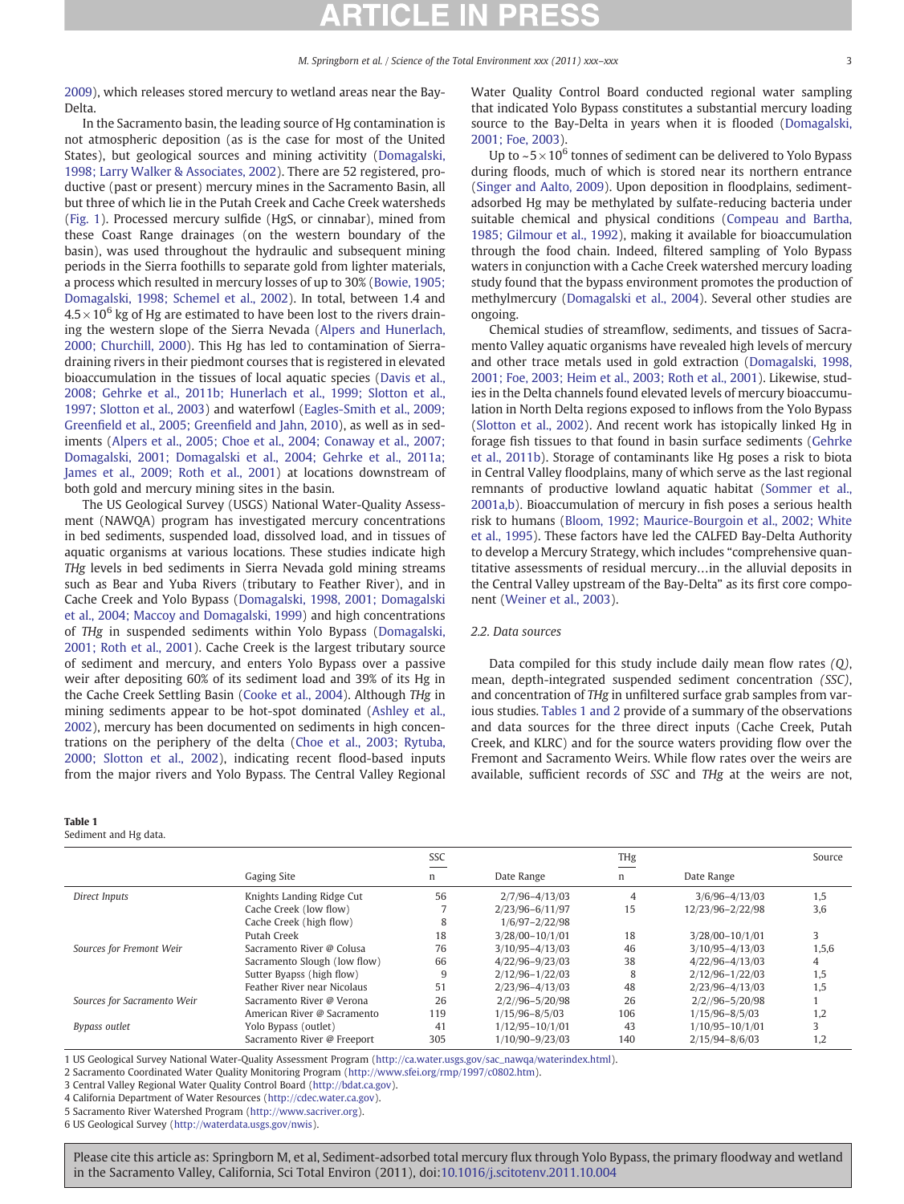2009), which releases stored mercury to wetland areas near the Bay-Delta.

In the Sacramento basin, the leading source of Hg contamination is not atmospheric deposition (as is the case for most of the United States), but geological sources and mining activity (Domagalski, 1998; Larry Walker & Associates, 2002). There are 52 registered, productive (past or present) mercury mines in the Sacramento Basin, all but three of which lie in the Putah Creek and Cache Creek watersheds (Fig. 1). Processed mercury sulfide (HgS, or cinnabar), mined from these Coast Range drainages (on the western boundary of the basin), was used throughout the hydraulic and subsequent mining periods in the Sierra foothills to separate gold from lighter materials, a process which resulted in mercury losses of up to 30% (Bowie, 1905; Domagalski, 1998; Schemel et al., 2002). In total, between 1.4 and $4.5 \times 10^6$ kg of Hg are estimated to have been lost to the rivers draining the western slope of the Sierra Nevada (Alpers and Hunerlach, 2000; Churchill, 2000). This Hg has led to contamination of Sierra-draining rivers in their piedmont courses that is registered in elevated bioaccumulation in the tissues of local aquatic species (Davis et al., 2008; Gehrke et al., 2011b; Hunerlach et al., 1999; Slotton et al., 1997; Slotton et al., 2003) and waterfowl (Eagles-Smith et al., 2009; Greenfield et al., 2005; Greenfield and Jahn, 2010), as well as in sediments (Alpers et al., 2005; Choe et al., 2004; Conaway et al., 2007; Domagalski, 2001; Domagalski et al., 2004; Gehrke et al., 2011a; James et al., 2009; Roth et al., 2001) at locations downstream of both gold and mercury mining sites in the basin.

The US Geological Survey (USGS) National Water-Quality Assessment (NAWQA) program has investigated mercury concentrations in bed sediments, suspended load, dissolved load, and in tissues of aquatic organisms at various locations. These studies indicate high *THg* levels in bed sediments in Sierra Nevada gold mining streams such as Bear and Yuba Rivers (tributary to Feather River), and in Cache Creek and Yolo Bypass (Domagalski, 1998, 2001; Domagalski et al., 2004; Maccoy and Domagalski, 1999) and high concentrations of *THg* in suspended sediments within Yolo Bypass (Domagalski, 2001; Roth et al., 2001). Cache Creek is the largest tributary source of sediment and mercury, and enters Yolo Bypass over a passive weir after depositing 60% of its sediment load and 39% of its Hg in the Cache Creek Settling Basin (Cooke et al., 2004). Although *THg* in mining sediments appear to be hot-spot dominated (Ashley et al., 2002), mercury has been documented on sediments in high concentrations on the periphery of the delta (Choe et al., 2003; Rytuba, 2000; Slotton et al., 2002), indicating recent flood-based inputs from the major rivers and Yolo Bypass. The Central Valley Regional Water Quality Control Board conducted regional water sampling that indicated Yolo Bypass constitutes a substantial mercury loading source to the Bay-Delta in years when it is flooded (Domagalski, 2001; Foe, 2003).

Up to ~$5 \times 10^6$ tonnes of sediment can be delivered to Yolo Bypass during floods, much of which is stored near its northern entrance (Singer and Aalto, 2009). Upon deposition in floodplains, sediment-adsorbed Hg may be methylated by sulfate-reducing bacteria under suitable chemical and physical conditions (Compeau and Bartha, 1985; Gilmour et al., 1992), making it available for bioaccumulation through the food chain. Indeed, filtered sampling of Yolo Bypass waters in conjunction with a Cache Creek watershed mercury loading study found that the bypass environment promotes the production of methylmercury (Domagalski et al., 2004). Several other studies are ongoing.

Chemical studies of streamflow, sediments, and tissues of Sacramento Valley aquatic organisms have revealed high levels of mercury and other trace metals used in gold extraction (Domagalski, 1998, 2001; Foe, 2003; Heim et al., 2003; Roth et al., 2001). Likewise, studies in the Delta channels found elevated levels of mercury bioaccumulation in North Delta regions exposed to inflows from the Yolo Bypass (Slotton et al., 2002). And recent work has isotopically linked Hg in forage fish tissues to that found in basin surface sediments (Gehrke et al., 2011b). Storage of contaminants like Hg poses a risk to biota in Central Valley floodplains, many of which serve as the last regional remnants of productive lowland aquatic habitat (Sommer et al., 2001a,b). Bioaccumulation of mercury in fish poses a serious health risk to humans (Bloom, 1992; Maurice-Bourgoin et al., 2002; White et al., 1995). These factors have led the CALFED Bay-Delta Authority to develop a Mercury Strategy, which includes "comprehensive quantitative assessments of residual mercury…in the alluvial deposits in the Central Valley upstream of the Bay-Delta" as its first core component (Weiner et al., 2003).

### 2.2. Data sources

Data compiled for this study include daily mean flow rates *(Q)*, mean, depth-integrated suspended sediment concentration *(SSC)*, and concentration of *THg* in unfiltered surface grab samples from various studies. Tables 1 and 2 provide of a summary of the observations and data sources for the three direct inputs (Cache Creek, Putah Creek, and KLRC) and for the source waters providing flow over the Fremont and Sacramento Weirs. While flow rates over the weirs are available, sufficient records of *SSC* and *THg* at the weirs are not,

**Table 1**
Sediment and Hg data.

| | Gaging Site | SSC | | THg | | Source |
|---|---|---|---|---|---|---|
| | | n | Date Range | n | Date Range | |
| *Direct Inputs* | Knights Landing Ridge Cut | 56 | 2/7/96–4/13/03 | 4 | 3/6/96–4/13/03 | 1,5 |
| | Cache Creek (low flow) | 7 | 2/23/96–6/11/97 | 15 | 12/23/96–2/22/98 | 3,6 |
| | Cache Creek (high flow) | 8 | 1/6/97–2/22/98 | | | |
| | Putah Creek | 18 | 3/28/00–10/1/01 | 18 | 3/28/00–10/1/01 | 3 |
| *Sources for Fremont Weir* | Sacramento River @ Colusa | 76 | 3/10/95–4/13/03 | 46 | 3/10/95–4/13/03 | 1,5,6 |
| | Sacramento Slough (low flow) | 66 | 4/22/96–9/23/03 | 38 | 4/22/96–4/13/03 | 4 |
| | Sutter Byapss (high flow) | 9 | 2/12/96–1/22/03 | 8 | 2/12/96–1/22/03 | 1,5 |
| | Feather River near Nicolaus | 51 | 2/23/96–4/13/03 | 48 | 2/23/96–4/13/03 | 1,5 |
| *Sources for Sacramento Weir* | Sacramento River @ Verona | 26 | 2/2//96–5/20/98 | 26 | 2/2//96–5/20/98 | 1 |
| | American River @ Sacramento | 119 | 1/15/96–8/5/03 | 106 | 1/15/96–8/5/03 | 1,2 |
| *Bypass outlet* | Yolo Bypass (outlet) | 41 | 1/12/95–10/1/01 | 43 | 1/10/95–10/1/01 | 3 |
| | Sacramento River @ Freeport | 305 | 1/10/90–9/23/03 | 140 | 2/15/94–8/6/03 | 1,2 |

1 US Geological Survey National Water-Quality Assessment Program (http://ca.water.usgs.gov/sac_nawqa/waterindex.html).
2 Sacramento Coordinated Water Quality Monitoring Program (http://www.sfei.org/rmp/1997/c0802.htm).
3 Central Valley Regional Water Quality Control Board (http://bdat.ca.gov).
4 California Department of Water Resources (http://cdec.water.ca.gov).
5 Sacramento River Watershed Program (http://www.sacriver.org).
6 US Geological Survey (http://waterdata.usgs.gov/nwis).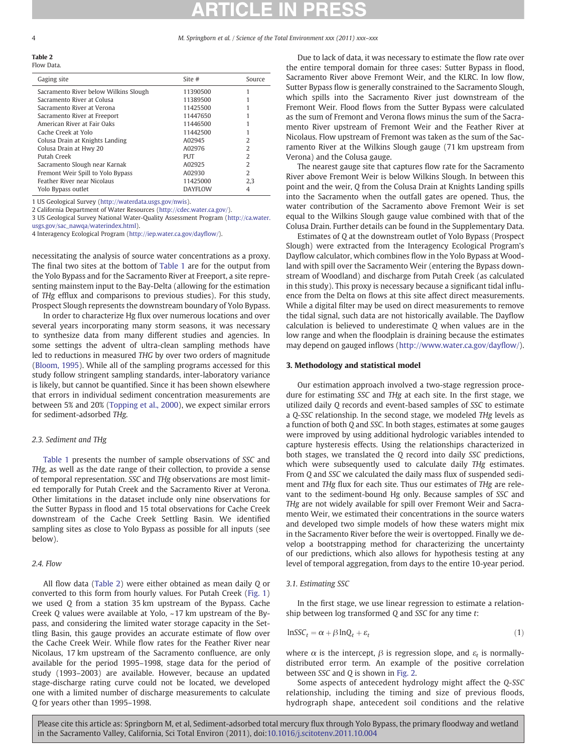**Table 2**
Flow Data.

| Gaging site | Site # | Source |
|---|---|---|
| Sacramento River below Wilkins Slough | 11390500 | 1 |
| Sacramento River at Colusa | 11389500 | 1 |
| Sacramento River at Verona | 11425500 | 1 |
| Sacramento River at Freeport | 11447650 | 1 |
| American River at Fair Oaks | 11446500 | 1 |
| Cache Creek at Yolo | 11442500 | 1 |
| Colusa Drain at Knights Landing | A02945 | 2 |
| Colusa Drain at Hwy 20 | A02976 | 2 |
| Putah Creek | PUT | 2 |
| Sacramento Slough near Karnak | A02925 | 2 |
| Fremont Weir Spill to Yolo Bypass | A02930 | 2 |
| Feather River near Nicolaus | 11425000 | 2,3 |
| Yolo Bypass outlet | DAYFLOW | 4 |

1 US Geological Survey (http://waterdata.usgs.gov/nwis).
2 California Department of Water Resources (http://cdec.water.ca.gov/).
3 US Geological Survey National Water-Quality Assessment Program (http://ca.water.usgs.gov/sac_nawqa/waterindex.html).
4 Interagency Ecological Program (http://iep.water.ca.gov/dayflow/).

necessitating the analysis of source water concentrations as a proxy. The final two sites at the bottom of Table 1 are for the output from the Yolo Bypass and for the Sacramento River at Freeport, a site representing mainstem input to the Bay-Delta (allowing for the estimation of *THg* efflux and comparisons to previous studies). For this study, Prospect Slough represents the downstream boundary of Yolo Bypass.

In order to characterize Hg flux over numerous locations and over several years incorporating many storm seasons, it was necessary to synthesize data from many different studies and agencies. In some settings the advent of ultra-clean sampling methods have led to reductions in measured *THG* by over two orders of magnitude (Bloom, 1995). While all of the sampling programs accessed for this study follow stringent sampling standards, inter-laboratory variance is likely, but cannot be quantified. Since it has been shown elsewhere that errors in individual sediment concentration measurements are between 5% and 20% (Topping et al., 2000), we expect similar errors for sediment-adsorbed *THg*.

### 2.3. Sediment and THg

Table 1 presents the number of sample observations of *SSC* and *THg*, as well as the date range of their collection, to provide a sense of temporal representation. *SSC* and *THg* observations are most limited temporally for Putah Creek and the Sacramento River at Verona. Other limitations in the dataset include only nine observations for the Sutter Bypass in flood and 15 total observations for Cache Creek downstream of the Cache Creek Settling Basin. We identified sampling sites as close to Yolo Bypass as possible for all inputs (see below).

### 2.4. Flow

All flow data (Table 2) were either obtained as mean daily *Q* or converted to this form from hourly values. For Putah Creek (Fig. 1) we used *Q* from a station 35 km upstream of the Bypass. Cache Creek *Q* values were available at Yolo, ~17 km upstream of the Bypass, and considering the limited water storage capacity in the Settling Basin, this gauge provides an accurate estimate of flow over the Cache Creek Weir. While flow rates for the Feather River near Nicolaus, 17 km upstream of the Sacramento confluence, are only available for the period 1995–1998, stage data for the period of study (1993–2003) are available. However, because an updated stage-discharge rating curve could not be located, we developed one with a limited number of discharge measurements to calculate *Q* for years other than 1995–1998.

Due to lack of data, it was necessary to estimate the flow rate over the entire temporal domain for three cases: Sutter Bypass in flood, Sacramento River above Fremont Weir, and the KLRC. In low flow, Sutter Bypass flow is generally constrained to the Sacramento Slough, which spills into the Sacramento River just downstream of the Fremont Weir. Flood flows from the Sutter Bypass were calculated as the sum of Fremont and Verona flows minus the sum of the Sacramento River upstream of Fremont Weir and the Feather River at Nicolaus. Flow upstream of Fremont was taken as the sum of the Sacramento River at the Wilkins Slough gauge (71 km upstream from Verona) and the Colusa gauge.

The nearest gauge site that captures flow rate for the Sacramento River above Fremont Weir is below Wilkins Slough. In between this point and the weir, *Q* from the Colusa Drain at Knights Landing spills into the Sacramento when the outfall gates are opened. Thus, the water contribution of the Sacramento above Fremont Weir is set equal to the Wilkins Slough gauge value combined with that of the Colusa Drain. Further details can be found in the Supplementary Data.

Estimates of *Q* at the downstream outlet of Yolo Bypass (Prospect Slough) were extracted from the Interagency Ecological Program's Dayflow calculator, which combines flow in the Yolo Bypass at Woodland with spill over the Sacramento Weir (entering the Bypass downstream of Woodland) and discharge from Putah Creek (as calculated in this study). This proxy is necessary because a significant tidal influence from the Delta on flows at this site affect direct measurements. While a digital filter may be used on direct measurements to remove the tidal signal, such data are not historically available. The Dayflow calculation is believed to underestimate *Q* when values are in the low range and when the floodplain is draining because the estimates may depend on gauged inflows (http://www.water.ca.gov/dayflow/).

## 3. Methodology and statistical model

Our estimation approach involved a two-stage regression procedure for estimating *SSC* and *THg* at each site. In the first stage, we utilized daily *Q* records and event-based samples of *SSC* to estimate a *Q-SSC* relationship. In the second stage, we modeled *THg* levels as a function of both *Q* and *SSC*. In both stages, estimates at some gauges were improved by using additional hydrologic variables intended to capture hysteresis effects. Using the relationships characterized in both stages, we translated the *Q* record into daily *SSC* predictions, which were subsequently used to calculate daily *THg* estimates. From *Q* and *SSC* we calculated the daily mass flux of suspended sediment and *THg* flux for each site. Thus our estimates of *THg* are relevant to the sediment-bound Hg only. Because samples of *SSC* and *THg* are not widely available for spill over Fremont Weir and Sacramento Weir, we estimated their concentrations in the source waters and developed two simple models of how these waters might mix in the Sacramento River before the weir is overtopped. Finally we develop a bootstrapping method for characterizing the uncertainty of our predictions, which also allows for hypothesis testing at any level of temporal aggregation, from days to the entire 10-year period.

### 3.1. Estimating SSC

In the first stage, we use linear regression to estimate a relationship between log transformed *Q* and *SSC* for any time *t*:

$$\ln SSC_t = \alpha + \beta \ln Q_t + \varepsilon_t \tag{1}$$

where $\alpha$ is the intercept, $\beta$ is regression slope, and $\varepsilon_t$ is normally-distributed error term. An example of the positive correlation between *SSC* and *Q* is shown in Fig. 2.

Some aspects of antecedent hydrology might affect the *Q-SSC* relationship, including the timing and size of previous floods, hydrograph shape, antecedent soil conditions and the relative

Please cite this article as: Springborn M, et al, Sediment-adsorbed total mercury flux through Yolo Bypass, the primary floodway and wetland in the Sacramento Valley, California, Sci Total Environ (2011), doi:10.1016/j.scitotenv.2011.10.004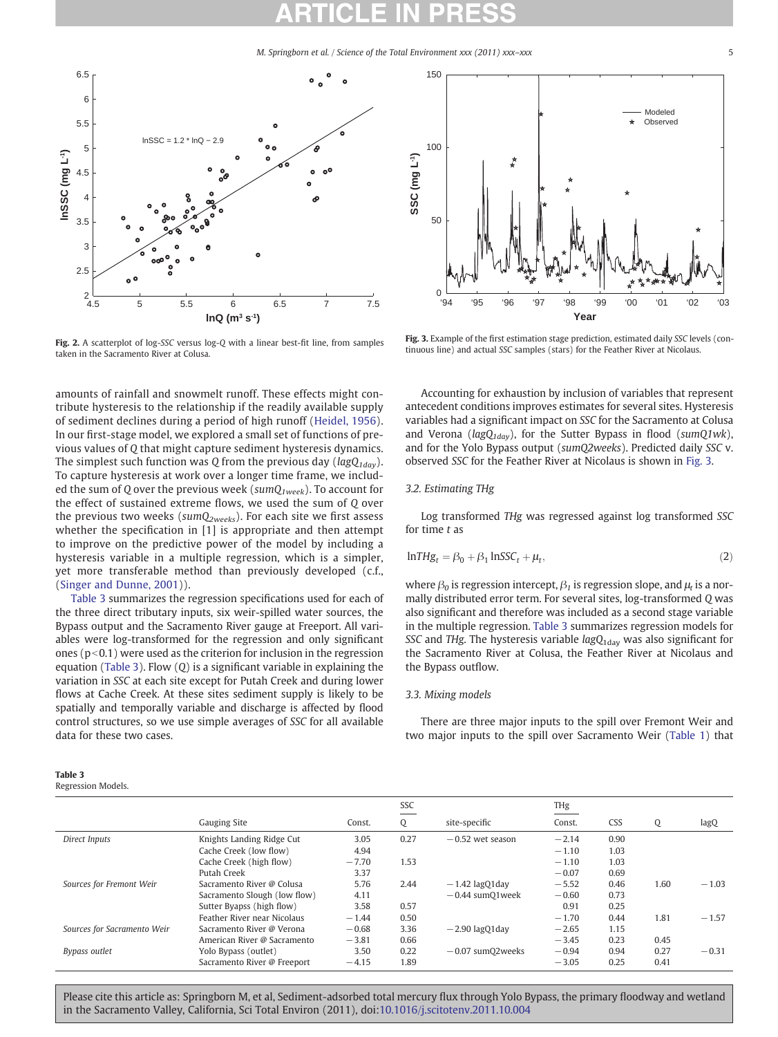Fig. 2. A scatterplot of log-*SSC* versus log-*Q* with a linear best-fit line, from samples taken in the Sacramento River at Colusa.

Fig. 3. Example of the first estimation stage prediction, estimated daily *SSC* levels (continuous line) and actual *SSC* samples (stars) for the Feather River at Nicolaus.

amounts of rainfall and snowmelt runoff. These effects might contribute hysteresis to the relationship if the readily available supply of sediment declines during a period of high runoff (Heidel, 1956). In our first-stage model, we explored a small set of functions of previous values of *Q* that might capture sediment hysteresis dynamics. The simplest such function was *Q* from the previous day ($lagQ_{1day}$). To capture hysteresis at work over a longer time frame, we included the sum of *Q* over the previous week ($sumQ_{1week}$). To account for the effect of sustained extreme flows, we used the sum of *Q* over the previous two weeks ($sumQ_{2weeks}$). For each site we first assess whether the specification in [1] is appropriate and then attempt to improve on the predictive power of the model by including a hysteresis variable in a multiple regression, which is a simpler, yet more transferable method than previously developed (c.f., (Singer and Dunne, 2001)).

Table 3 summarizes the regression specifications used for each of the three direct tributary inputs, six weir-spilled water sources, the Bypass output and the Sacramento River gauge at Freeport. All variables were log-transformed for the regression and only significant ones ($p<0.1$) were used as the criterion for inclusion in the regression equation (Table 3). Flow (*Q*) is a significant variable in explaining the variation in *SSC* at each site except for Putah Creek and during lower flows at Cache Creek. At these sites sediment supply is likely to be spatially and temporally variable and discharge is affected by flood control structures, so we use simple averages of *SSC* for all available data for these two cases.

Accounting for exhaustion by inclusion of variables that represent antecedent conditions improves estimates for several sites. Hysteresis variables had a significant impact on *SSC* for the Sacramento at Colusa and Verona ($lagQ_{1day}$), for the Sutter Bypass in flood ($sumQ1wk$), and for the Yolo Bypass output ($sumQ2weeks$). Predicted daily *SSC* v. observed *SSC* for the Feather River at Nicolaus is shown in Fig. 3.

### 3.2. Estimating THg

Log transformed *THg* was regressed against log transformed *SSC* for time *t* as

$$\ln THg_t = \beta_0 + \beta_1 \ln SSC_t + \mu_t, \tag{2}$$

where $\beta_0$ is regression intercept, $\beta_1$ is regression slope, and $\mu_t$ is a normally distributed error term. For several sites, log-transformed *Q* was also significant and therefore was included as a second stage variable in the multiple regression. Table 3 summarizes regression models for *SSC* and *THg*. The hysteresis variable $lagQ_{1day}$ was also significant for the Sacramento River at Colusa, the Feather River at Nicolaus and the Bypass outflow.

### 3.3. Mixing models

There are three major inputs to the spill over Fremont Weir and two major inputs to the spill over Sacramento Weir (Table 1) that

**Table 3**
Regression Models.

| | | SSC | | | THg | | | |
|---|---|---|---|---|---|---|---|---|
| | Gauging Site | Const. | Q | site-specific | Const. | CSS | Q | lagQ |
| *Direct Inputs* | Knights Landing Ridge Cut | 3.05 | 0.27 | −0.52 wet season | −2.14 | 0.90 | | |
| | Cache Creek (low flow) | 4.94 | | | −1.10 | 1.03 | | |
| | Cache Creek (high flow) | −7.70 | 1.53 | | −1.10 | 1.03 | | |
| | Putah Creek | 3.37 | | | −0.07 | 0.69 | | |
| *Sources for Fremont Weir* | Sacramento River @ Colusa | 5.76 | 2.44 | −1.42 lagQ1day | −5.52 | 0.46 | 1.60 | −1.03 |
| | Sacramento Slough (low flow) | 4.11 | | −0.44 sumQ1week | −0.60 | 0.73 | | |
| | Sutter Byapss (high flow) | 3.58 | 0.57 | | 0.91 | 0.25 | | |
| | Feather River near Nicolaus | −1.44 | 0.50 | | −1.70 | 0.44 | 1.81 | −1.57 |
| *Sources for Sacramento Weir* | Sacramento River @ Verona | −0.68 | 3.36 | −2.90 lagQ1day | −2.65 | 1.15 | | |
| | American River @ Sacramento | −3.81 | 0.66 | | −3.45 | 0.23 | 0.45 | |
| *Bypass outlet* | Yolo Bypass (outlet) | 3.50 | 0.22 | −0.07 sumQ2weeks | −0.94 | 0.94 | 0.27 | −0.31 |
| | Sacramento River @ Freeport | −4.15 | 1.89 | | −3.05 | 0.25 | 0.41 | |

Please cite this article as: Springborn M, et al, Sediment-adsorbed total mercury flux through Yolo Bypass, the primary floodway and wetland in the Sacramento Valley, California, Sci Total Environ (2011), doi:10.1016/j.scitotenv.2011.10.004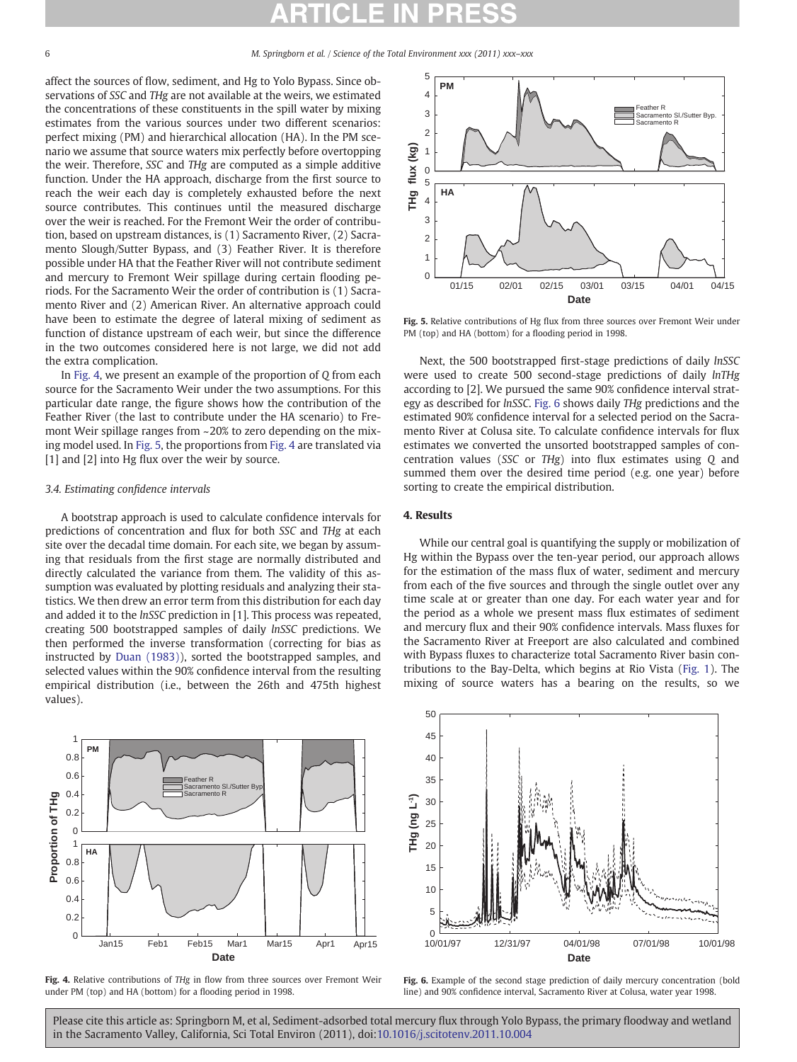affect the sources of flow, sediment, and Hg to Yolo Bypass. Since observations of *SSC* and *THg* are not available at the weirs, we estimated the concentrations of these constituents in the spill water by mixing estimates from the various sources under two different scenarios: perfect mixing (PM) and hierarchical allocation (HA). In the PM scenario we assume that source waters mix perfectly before overtopping the weir. Therefore, *SSC* and *THg* are computed as a simple additive function. Under the HA approach, discharge from the first source to reach the weir each day is completely exhausted before the next source contributes. This continues until the measured discharge over the weir is reached. For the Fremont Weir the order of contribution, based on upstream distances, is (1) Sacramento River, (2) Sacramento Slough/Sutter Bypass, and (3) Feather River. It is therefore possible under HA that the Feather River will not contribute sediment and mercury to Fremont Weir spillage during certain flooding periods. For the Sacramento Weir the order of contribution is (1) Sacramento River and (2) American River. An alternative approach could have been to estimate the degree of lateral mixing of sediment as function of distance upstream of each weir, but since the difference in the two outcomes considered here is not large, we did not add the extra complication.

In Fig. 4, we present an example of the proportion of *Q* from each source for the Sacramento Weir under the two assumptions. For this particular date range, the figure shows how the contribution of the Feather River (the last to contribute under the HA scenario) to Fremont Weir spillage ranges from ~20% to zero depending on the mixing model used. In Fig. 5, the proportions from Fig. 4 are translated via [1] and [2] into Hg flux over the weir by source.

### 3.4. Estimating confidence intervals

A bootstrap approach is used to calculate confidence intervals for predictions of concentration and flux for both *SSC* and *THg* at each site over the decadal time domain. For each site, we began by assuming that residuals from the first stage are normally distributed and directly calculated the variance from them. The validity of this assumption was evaluated by plotting residuals and analyzing their statistics. We then drew an error term from this distribution for each day and added it to the *lnSSC* prediction in [1]. This process was repeated, creating 500 bootstrapped samples of daily *lnSSC* predictions. We then performed the inverse transformation (correcting for bias as instructed by Duan (1983)), sorted the bootstrapped samples, and selected values within the 90% confidence interval from the resulting empirical distribution (i.e., between the 26th and 475th highest values).

Fig. 4. Relative contributions of *THg* in flow from three sources over Fremont Weir under PM (top) and HA (bottom) for a flooding period in 1998.

Fig. 5. Relative contributions of Hg flux from three sources over Fremont Weir under PM (top) and HA (bottom) for a flooding period in 1998.

Next, the 500 bootstrapped first-stage predictions of daily *lnSSC* were used to create 500 second-stage predictions of daily *lnTHg* according to [2]. We pursued the same 90% confidence interval strategy as described for *lnSSC*. Fig. 6 shows daily *THg* predictions and the estimated 90% confidence interval for a selected period on the Sacramento River at Colusa site. To calculate confidence intervals for flux estimates we converted the unsorted bootstrapped samples of concentration values (*SSC* or *THg*) into flux estimates using *Q* and summed them over the desired time period (e.g. one year) before sorting to create the empirical distribution.

## 4. Results

While our central goal is quantifying the supply or mobilization of Hg within the Bypass over the ten-year period, our approach allows for the estimation of the mass flux of water, sediment and mercury from each of the five sources and through the single outlet over any time scale at or greater than one day. For each water year and for the period as a whole we present mass flux estimates of sediment and mercury flux and their 90% confidence intervals. Mass fluxes for the Sacramento River at Freeport are also calculated and combined with Bypass fluxes to characterize total Sacramento River basin contributions to the Bay-Delta, which begins at Rio Vista (Fig. 1). The mixing of source waters has a bearing on the results, so we

Fig. 6. Example of the second stage prediction of daily mercury concentration (bold line) and 90% confidence interval, Sacramento River at Colusa, water year 1998.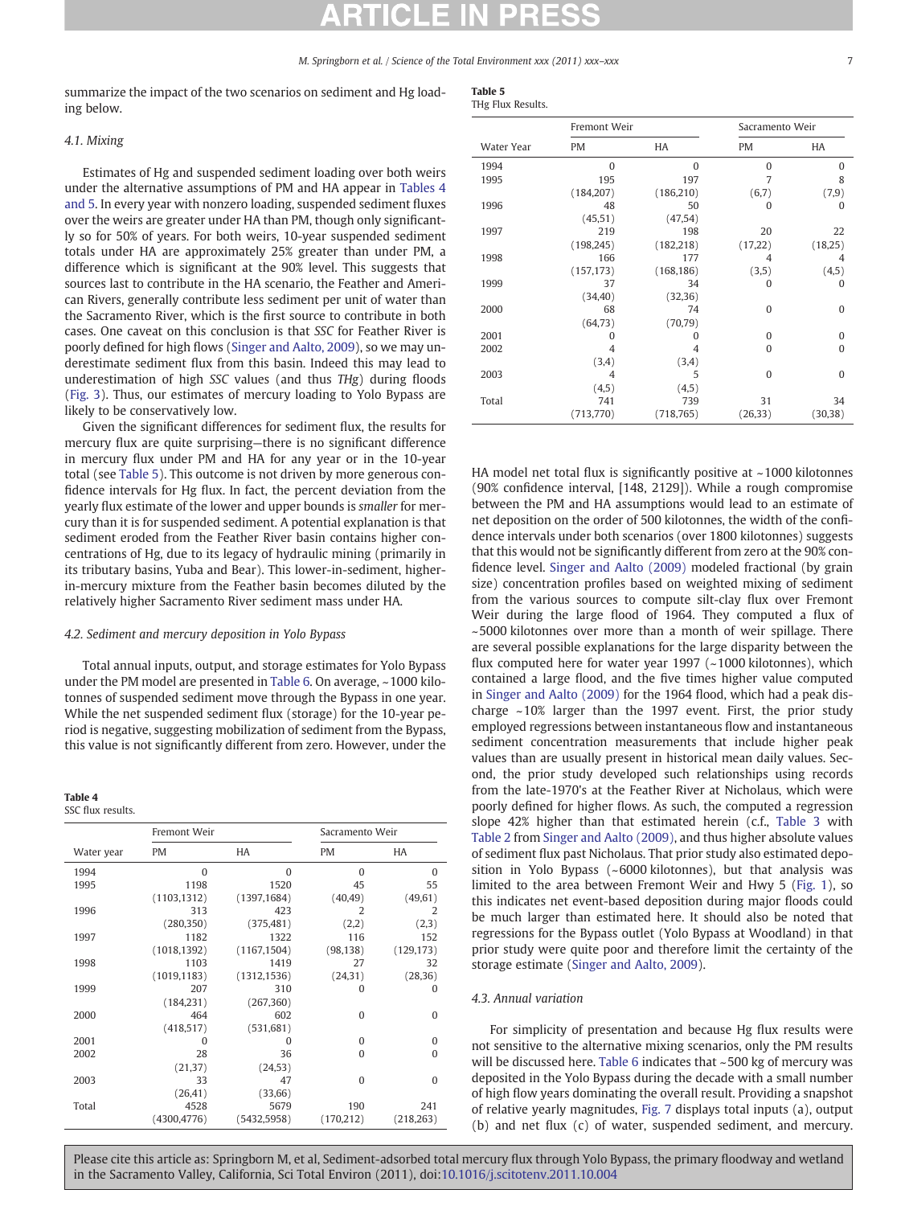summarize the impact of the two scenarios on sediment and Hg loading below.

### 4.1. Mixing

Estimates of Hg and suspended sediment loading over both weirs under the alternative assumptions of PM and HA appear in Tables 4 and 5. In every year with nonzero loading, suspended sediment fluxes over the weirs are greater under HA than PM, though only significantly so for 50% of years. For both weirs, 10-year suspended sediment totals under HA are approximately 25% greater than under PM, a difference which is significant at the 90% level. This suggests that sources last to contribute in the HA scenario, the Feather and American Rivers, generally contribute less sediment per unit of water than the Sacramento River, which is the first source to contribute in both cases. One caveat on this conclusion is that *SSC* for Feather River is poorly defined for high flows (Singer and Aalto, 2009), so we may underestimate sediment flux from this basin. Indeed this may lead to underestimation of high *SSC* values (and thus *THg*) during floods (Fig. 3). Thus, our estimates of mercury loading to Yolo Bypass are likely to be conservatively low.

Given the significant differences for sediment flux, the results for mercury flux are quite surprising—there is no significant difference in mercury flux under PM and HA for any year or in the 10-year total (see Table 5). This outcome is not driven by more generous confidence intervals for Hg flux. In fact, the percent deviation from the yearly flux estimate of the lower and upper bounds is *smaller* for mercury than it is for suspended sediment. A potential explanation is that sediment eroded from the Feather River basin contains higher concentrations of Hg, due to its legacy of hydraulic mining (primarily in its tributary basins, Yuba and Bear). This lower-in-sediment, higher-in-mercury mixture from the Feather basin becomes diluted by the relatively higher Sacramento River sediment mass under HA.

### 4.2. Sediment and mercury deposition in Yolo Bypass

Total annual inputs, output, and storage estimates for Yolo Bypass under the PM model are presented in Table 6. On average, ~1000 kilotonnes of suspended sediment move through the Bypass in one year. While the net suspended sediment flux (storage) for the 10-year period is negative, suggesting mobilization of sediment from the Bypass, this value is not significantly different from zero. However, under the HA model net total flux is significantly positive at ~1000 kilotonnes (90% confidence interval, [148, 2129]). While a rough compromise between the PM and HA assumptions would lead to an estimate of net deposition on the order of 500 kilotonnes, the width of the confidence intervals under both scenarios (over 1800 kilotonnes) suggests that this would not be significantly different from zero at the 90% confidence level. Singer and Aalto (2009) modeled fractional (by grain size) concentration profiles based on weighted mixing of sediment from the various sources to compute silt-clay flux over Fremont Weir during the large flood of 1964. They computed a flux of ~5000 kilotonnes over more than a month of weir spillage. There are several possible explanations for the large disparity between the flux computed here for water year 1997 (~1000 kilotonnes), which contained a large flood, and the five times higher value computed in Singer and Aalto (2009) for the 1964 flood, which had a peak discharge ~10% larger than the 1997 event. First, the prior study employed regressions between instantaneous flow and instantaneous sediment concentration measurements that include higher peak values than are usually present in historical mean daily values. Second, the prior study developed such relationships using records from the late-1970's at the Feather River at Nicholaus, which were poorly defined for higher flows. As such, the computed a regression slope 42% higher than that estimated herein (c.f., Table 3 with Table 2 from Singer and Aalto (2009), and thus higher absolute values of sediment flux past Nicholaus. That prior study also estimated deposition in Yolo Bypass (~6000 kilotonnes), but that analysis was limited to the area between Fremont Weir and Hwy 5 (Fig. 1), so this indicates net event-based deposition during major floods could be much larger than estimated here. It should also be noted that regressions for the Bypass outlet (Yolo Bypass at Woodland) in that prior study were quite poor and therefore limit the certainty of the storage estimate (Singer and Aalto, 2009).

### 4.3. Annual variation

For simplicity of presentation and because Hg flux results were not sensitive to the alternative mixing scenarios, only the PM results will be discussed here. Table 6 indicates that ~500 kg of mercury was deposited in the Yolo Bypass during the decade with a small number of high flow years dominating the overall result. Providing a snapshot of relative yearly magnitudes, Fig. 7 displays total inputs (a), output (b) and net flux (c) of water, suspended sediment, and mercury.

**Table 4**
SSC flux results.

| Water year | Fremont Weir | | Sacramento Weir | |
|---|---|---|---|---|
| | PM | HA | PM | HA |
| 1994 | 0 | 0 | 0 | 0 |
| 1995 | 1198 | 1520 | 45 | 55 |
| | (1103,1312) | (1397,1684) | (40,49) | (49,61) |
| 1996 | 313 | 423 | 2 | 2 |
| | (280,350) | (375,481) | (2,2) | (2,3) |
| 1997 | 1182 | 1322 | 116 | 152 |
| | (1018,1392) | (1167,1504) | (98,138) | (129,173) |
| 1998 | 1103 | 1419 | 27 | 32 |
| | (1019,1183) | (1312,1536) | (24,31) | (28,36) |
| 1999 | 207 | 310 | 0 | 0 |
| | (184,231) | (267,360) | | |
| 2000 | 464 | 602 | 0 | 0 |
| | (418,517) | (531,681) | | |
| 2001 | 0 | 0 | 0 | 0 |
| 2002 | 28 | 36 | 0 | 0 |
| | (21,37) | (24,53) | | |
| 2003 | 33 | 47 | 0 | 0 |
| | (26,41) | (33,66) | | |
| Total | 4528 | 5679 | 190 | 241 |
| | (4300,4776) | (5432,5958) | (170,212) | (218,263) |

**Table 5**
THg Flux Results.

| Water Year | Fremont Weir | | Sacramento Weir | |
|---|---|---|---|---|
| | PM | HA | PM | HA |
| 1994 | 0 | 0 | 0 | 0 |
| 1995 | 195 | 197 | 7 | 8 |
| | (184,207) | (186,210) | (6,7) | (7,9) |
| 1996 | 48 | 50 | 0 | 0 |
| | (45,51) | (47,54) | | |
| 1997 | 219 | 198 | 20 | 22 |
| | (198,245) | (182,218) | (17,22) | (18,25) |
| 1998 | 166 | 177 | 4 | 4 |
| | (157,173) | (168,186) | (3,5) | (4,5) |
| 1999 | 37 | 34 | 0 | 0 |
| | (34,40) | (32,36) | | |
| 2000 | 68 | 74 | 0 | 0 |
| | (64,73) | (70,79) | | |
| 2001 | 0 | 0 | 0 | 0 |
| 2002 | 4 | 4 | 0 | 0 |
| | (3,4) | (3,4) | | |
| 2003 | 4 | 5 | 0 | 0 |
| | (4,5) | (4,5) | | |
| Total | 741 | 739 | 31 | 34 |
| | (713,770) | (718,765) | (26,33) | (30,38) |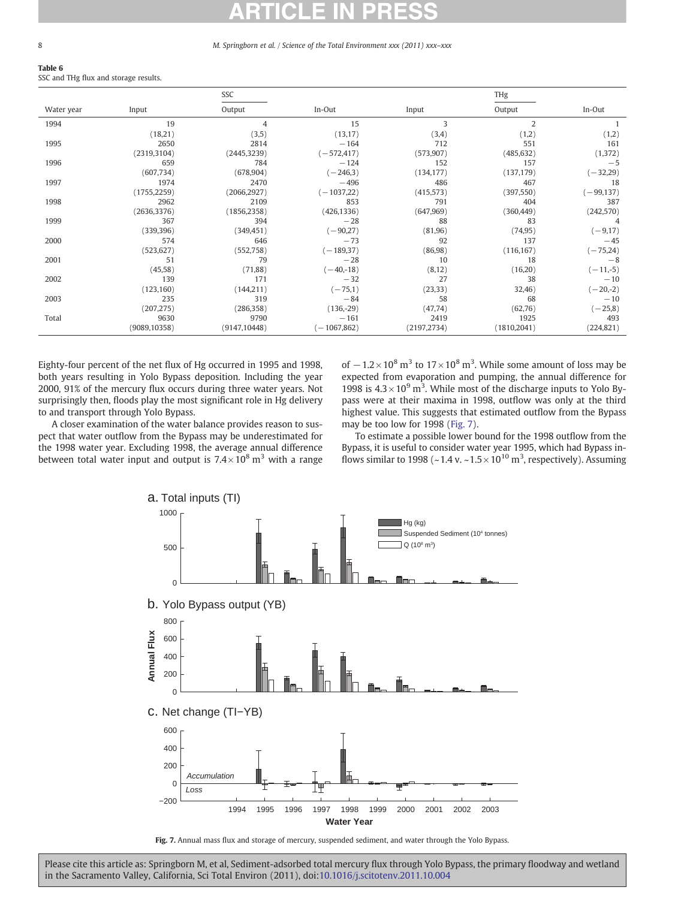**Table 6**
SSC and THg flux and storage results.

| Water year | SSC | | | THg | | |
|---|---|---|---|---|---|---|
| | Input | Output | In-Out | Input | Output | In-Out |
| 1994 | 19 | 4 | 15 | 3 | 2 | 1 |
| | (18,21) | (3,5) | (13,17) | (3,4) | (1,2) | (1,2) |
| 1995 | 2650 | 2814 | −164 | 712 | 551 | 161 |
| | (2319,3104) | (2445,3239) | (−572,417) | (573,907) | (485,632) | (1,372) |
| 1996 | 659 | 784 | −124 | 152 | 157 | −5 |
| | (607,734) | (678,904) | (−246,3) | (134,177) | (137,179) | (−32,29) |
| 1997 | 1974 | 2470 | −496 | 486 | 467 | 18 |
| | (1755,2259) | (2066,2927) | (−1037,22) | (415,573) | (397,550) | (−99,137) |
| 1998 | 2962 | 2109 | 853 | 791 | 404 | 387 |
| | (2636,3376) | (1856,2358) | (426,1336) | (647,969) | (360,449) | (242,570) |
| 1999 | 367 | 394 | −28 | 88 | 83 | 4 |
| | (339,396) | (349,451) | (−90,27) | (81,96) | (74,95) | (−9,17) |
| 2000 | 574 | 646 | −73 | 92 | 137 | −45 |
| | (523,627) | (552,758) | (−189,37) | (86,98) | (116,167) | (−75,24) |
| 2001 | 51 | 79 | −28 | 10 | 18 | −8 |
| | (45,58) | (71,88) | (−40,-18) | (8,12) | (16,20) | (−11,-5) |
| 2002 | 139 | 171 | −32 | 27 | 38 | −10 |
| | (123,160) | (144,211) | (−75,1) | (23,33) | 32,46) | (−20,-2) |
| 2003 | 235 | 319 | −84 | 58 | 68 | −10 |
| | (207,275) | (286,358) | (136,-29) | (47,74) | (62,76) | (−25,8) |
| Total | 9630 | 9790 | −161 | 2419 | 1925 | 493 |
| | (9089,10358) | (9147,10448) | (−1067,862) | (2197,2734) | (1810,2041) | (224,821) |

Eighty-four percent of the net flux of Hg occurred in 1995 and 1998, both years resulting in Yolo Bypass deposition. Including the year 2000, 91% of the mercury flux occurs during three water years. Not surprisingly then, floods play the most significant role in Hg delivery to and transport through Yolo Bypass.

A closer examination of the water balance provides reason to suspect that water outflow from the Bypass may be underestimated for the 1998 water year. Excluding 1998, the average annual difference between total water input and output is $7.4 \times 10^8$ m$^3$ with a range of $-1.2 \times 10^8$ m$^3$ to $17 \times 10^8$ m$^3$. While some amount of loss may be expected from evaporation and pumping, the annual difference for 1998 is $4.3 \times 10^9$ m$^3$. While most of the discharge inputs to Yolo Bypass were at their maxima in 1998, outflow was only at the third highest value. This suggests that estimated outflow from the Bypass may be too low for 1998 (Fig. 7).

To estimate a possible lower bound for the 1998 outflow from the Bypass, it is useful to consider water year 1995, which had Bypass inflows similar to 1998 (~1.4 v. ~$1.5 \times 10^{10}$ m$^3$, respectively). Assuming

**Fig. 7.** Annual mass flux and storage of mercury, suspended sediment, and water through the Yolo Bypass.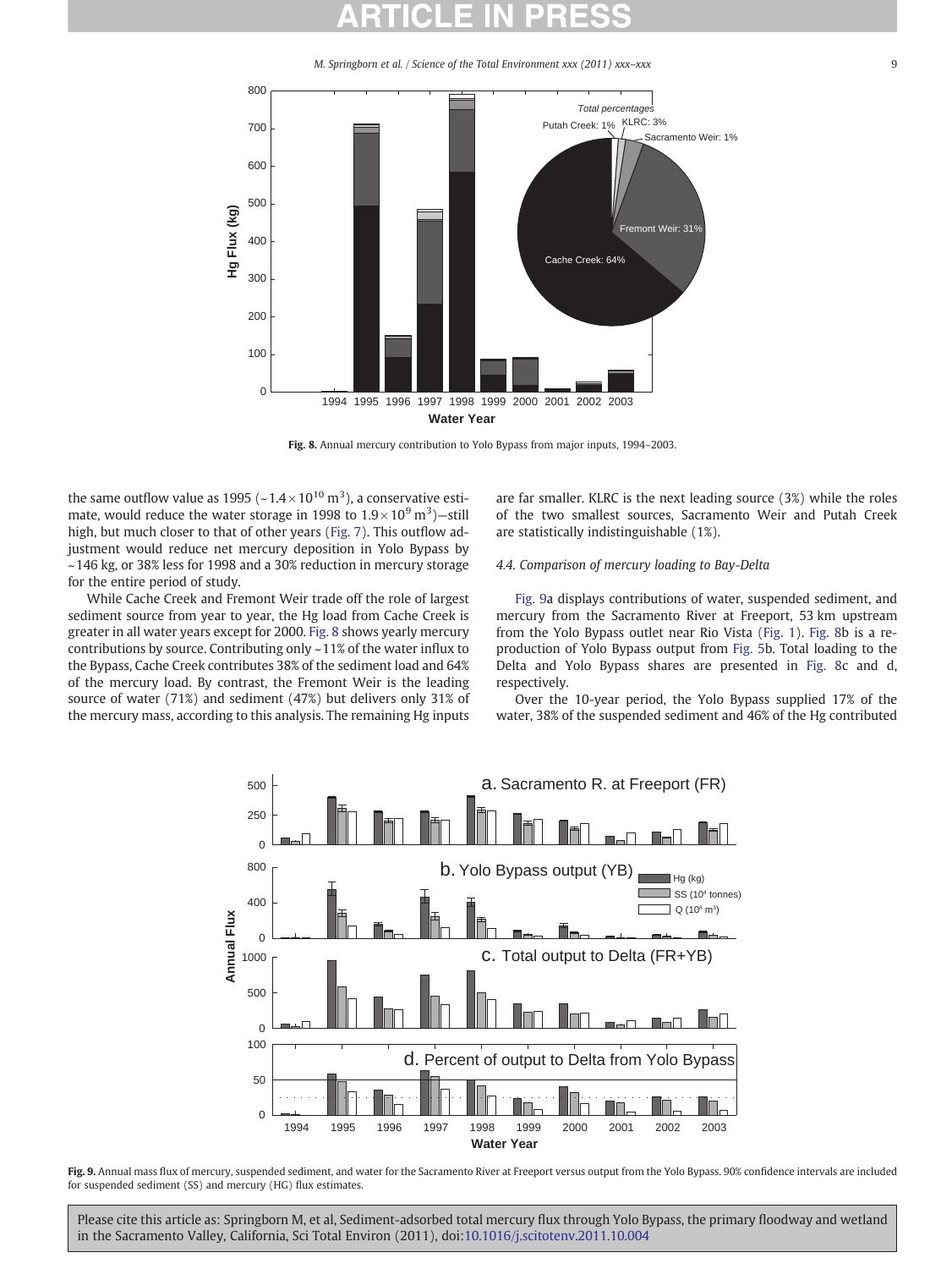Fig. 8. Annual mercury contribution to Yolo Bypass from major inputs, 1994–2003.

the same outflow value as 1995 (~$1.4\times10^{10}$ m$^3$), a conservative estimate, would reduce the water storage in 1998 to $1.9\times10^9$ m$^3$)—still high, but much closer to that of other years (Fig. 7). This outflow adjustment would reduce net mercury deposition in Yolo Bypass by ~146 kg, or 38% less for 1998 and a 30% reduction in mercury storage for the entire period of study.

While Cache Creek and Fremont Weir trade off the role of largest sediment source from year to year, the Hg load from Cache Creek is greater in all water years except for 2000. Fig. 8 shows yearly mercury contributions by source. Contributing only ~11% of the water influx to the Bypass, Cache Creek contributes 38% of the sediment load and 64% of the mercury load. By contrast, the Fremont Weir is the leading source of water (71%) and sediment (47%) but delivers only 31% of the mercury mass, according to this analysis. The remaining Hg inputs are far smaller. KLRC is the next leading source (3%) while the roles of the two smallest sources, Sacramento Weir and Putah Creek are statistically indistinguishable (1%).

### 4.4. Comparison of mercury loading to Bay-Delta

Fig. 9a displays contributions of water, suspended sediment, and mercury from the Sacramento River at Freeport, 53 km upstream from the Yolo Bypass outlet near Rio Vista (Fig. 1). Fig. 8b is a reproduction of Yolo Bypass output from Fig. 5b. Total loading to the Delta and Yolo Bypass shares are presented in Fig. 8c and d, respectively.

Over the 10-year period, the Yolo Bypass supplied 17% of the water, 38% of the suspended sediment and 46% of the Hg contributed

Fig. 9. Annual mass flux of mercury, suspended sediment, and water for the Sacramento River at Freeport versus output from the Yolo Bypass. 90% confidence intervals are included for suspended sediment (SS) and mercury (HG) flux estimates.

Please cite this article as: Springborn M, et al, Sediment-adsorbed total mercury flux through Yolo Bypass, the primary floodway and wetland in the Sacramento Valley, California, Sci Total Environ (2011), doi:10.1016/j.scitotenv.2011.10.004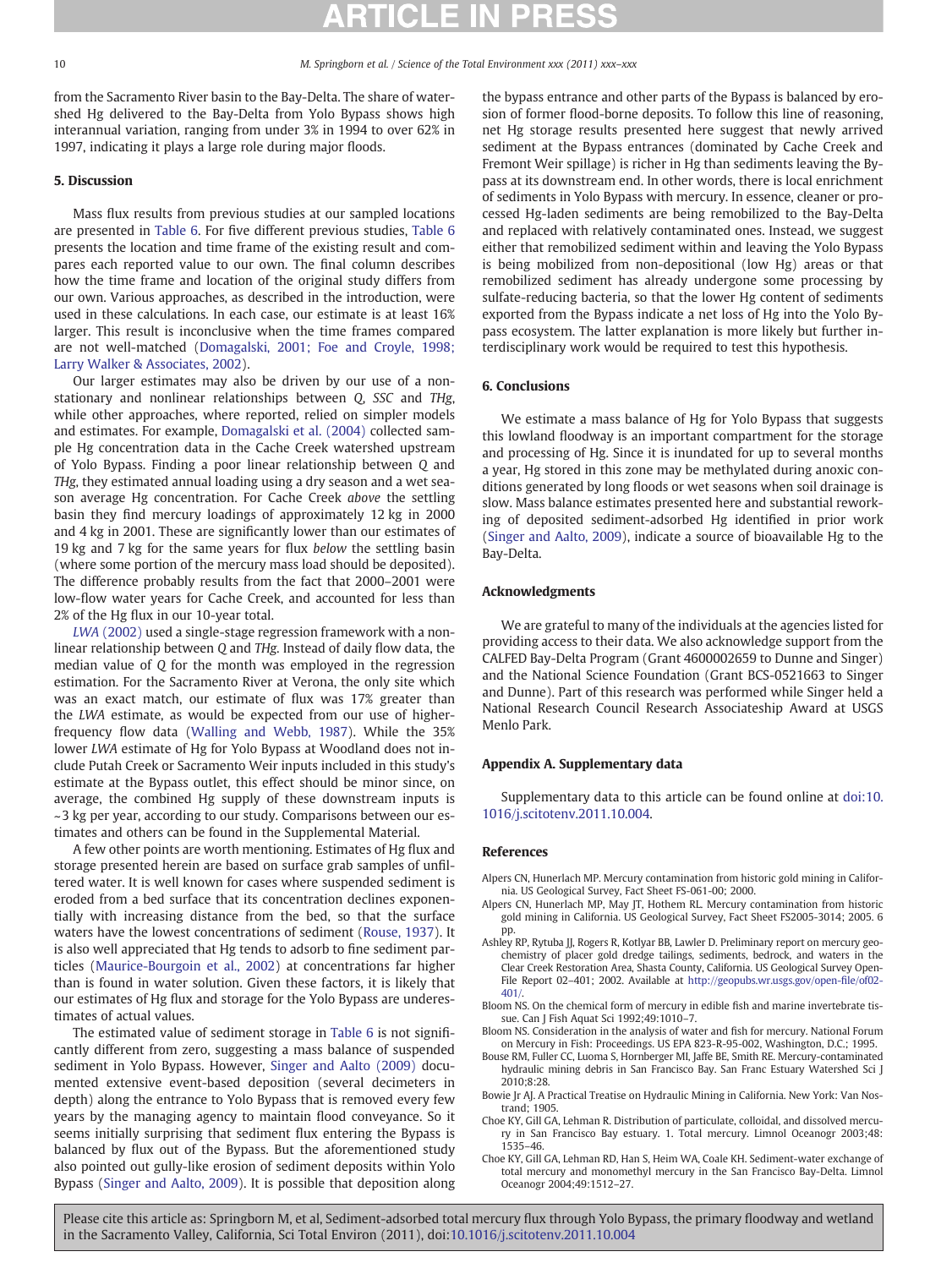from the Sacramento River basin to the Bay-Delta. The share of watershed Hg delivered to the Bay-Delta from Yolo Bypass shows high interannual variation, ranging from under 3% in 1994 to over 62% in 1997, indicating it plays a large role during major floods.

## 5. Discussion

Mass flux results from previous studies at our sampled locations are presented in Table 6. For five different previous studies, Table 6 presents the location and time frame of the existing result and compares each reported value to our own. The final column describes how the time frame and location of the original study differs from our own. Various approaches, as described in the introduction, were used in these calculations. In each case, our estimate is at least 16% larger. This result is inconclusive when the time frames compared are not well-matched (Domagalski, 2001; Foe and Croyle, 1998; Larry Walker & Associates, 2002).

Our larger estimates may also be driven by our use of a non-stationary and nonlinear relationships between *Q*, *SSC* and *THg*, while other approaches, where reported, relied on simpler models and estimates. For example, Domagalski et al. (2004) collected sample Hg concentration data in the Cache Creek watershed upstream of Yolo Bypass. Finding a poor linear relationship between *Q* and *THg*, they estimated annual loading using a dry season and a wet season average Hg concentration. For Cache Creek *above* the settling basin they find mercury loadings of approximately 12 kg in 2000 and 4 kg in 2001. These are significantly lower than our estimates of 19 kg and 7 kg for the same years for flux *below* the settling basin (where some portion of the mercury mass load should be deposited). The difference probably results from the fact that 2000–2001 were low-flow water years for Cache Creek, and accounted for less than 2% of the Hg flux in our 10-year total.

*LWA* (2002) used a single-stage regression framework with a nonlinear relationship between *Q* and *THg*. Instead of daily flow data, the median value of *Q* for the month was employed in the regression estimation. For the Sacramento River at Verona, the only site which was an exact match, our estimate of flux was 17% greater than the *LWA* estimate, as would be expected from our use of higher-frequency flow data (Walling and Webb, 1987). While the 35% lower *LWA* estimate of Hg for Yolo Bypass at Woodland does not include Putah Creek or Sacramento Weir inputs included in this study's estimate at the Bypass outlet, this effect should be minor since, on average, the combined Hg supply of these downstream inputs is ~3 kg per year, according to our study. Comparisons between our estimates and others can be found in the Supplemental Material.

A few other points are worth mentioning. Estimates of Hg flux and storage presented herein are based on surface grab samples of unfiltered water. It is well known for cases where suspended sediment is eroded from a bed surface that its concentration declines exponentially with increasing distance from the bed, so that the surface waters have the lowest concentrations of sediment (Rouse, 1937). It is also well appreciated that Hg tends to adsorb to fine sediment particles (Maurice-Bourgoin et al., 2002) at concentrations far higher than is found in water solution. Given these factors, it is likely that our estimates of Hg flux and storage for the Yolo Bypass are underestimates of actual values.

The estimated value of sediment storage in Table 6 is not significantly different from zero, suggesting a mass balance of suspended sediment in Yolo Bypass. However, Singer and Aalto (2009) documented extensive event-based deposition (several decimeters in depth) along the entrance to Yolo Bypass that is removed every few years by the managing agency to maintain flood conveyance. So it seems initially surprising that sediment flux entering the Bypass is balanced by flux out of the Bypass. But the aforementioned study also pointed out gully-like erosion of sediment deposits within Yolo Bypass (Singer and Aalto, 2009). It is possible that deposition along the bypass entrance and other parts of the Bypass is balanced by erosion of former flood-borne deposits. To follow this line of reasoning, net Hg storage results presented here suggest that newly arrived sediment at the Bypass entrances (dominated by Cache Creek and Fremont Weir spillage) is richer in Hg than sediments leaving the Bypass at its downstream end. In other words, there is local enrichment of sediments in Yolo Bypass with mercury. In essence, cleaner or processed Hg-laden sediments are being remobilized to the Bay-Delta and replaced with relatively contaminated ones. Instead, we suggest either that remobilized sediment within and leaving the Yolo Bypass is being mobilized from non-depositional (low Hg) areas or that remobilized sediment has already undergone some processing by sulfate-reducing bacteria, so that the lower Hg content of sediments exported from the Bypass indicate a net loss of Hg into the Yolo Bypass ecosystem. The latter explanation is more likely but further interdisciplinary work would be required to test this hypothesis.

## 6. Conclusions

We estimate a mass balance of Hg for Yolo Bypass that suggests this lowland floodway is an important compartment for the storage and processing of Hg. Since it is inundated for up to several months a year, Hg stored in this zone may be methylated during anoxic conditions generated by long floods or wet seasons when soil drainage is slow. Mass balance estimates presented here and substantial reworking of deposited sediment-adsorbed Hg identified in prior work (Singer and Aalto, 2009), indicate a source of bioavailable Hg to the Bay-Delta.

## Acknowledgments

We are grateful to many of the individuals at the agencies listed for providing access to their data. We also acknowledge support from the CALFED Bay-Delta Program (Grant 4600002659 to Dunne and Singer) and the National Science Foundation (Grant BCS-0521663 to Singer and Dunne). Part of this research was performed while Singer held a National Research Council Research Associateship Award at USGS Menlo Park.

## Appendix A. Supplementary data

Supplementary data to this article can be found online at doi:10.1016/j.scitotenv.2011.10.004.

## References

Alpers CN, Hunerlach MP. Mercury contamination from historic gold mining in California. US Geological Survey, Fact Sheet FS-061-00; 2000.

Alpers CN, Hunerlach MP, May JT, Hothem RL. Mercury contamination from historic gold mining in California. US Geological Survey, Fact Sheet FS2005-3014; 2005. 6 pp.

Ashley RP, Rytuba JJ, Rogers R, Kotlyar BB, Lawler D. Preliminary report on mercury geochemistry of placer gold dredge tailings, sediments, bedrock, and waters in the Clear Creek Restoration Area, Shasta County, California. US Geological Survey Open-File Report 02–401; 2002. Available at http://geopubs.wr.usgs.gov/open-file/of02-401/.

Bloom NS. On the chemical form of mercury in edible fish and marine invertebrate tissue. Can J Fish Aquat Sci 1992;49:1010–7.

Bloom NS. Consideration in the analysis of water and fish for mercury. National Forum on Mercury in Fish: Proceedings. US EPA 823-R-95-002, Washington, D.C.; 1995.

Bouse RM, Fuller CC, Luoma S, Hornberger MI, Jaffe BE, Smith RE. Mercury-contaminated hydraulic mining debris in San Francisco Bay. San Franc Estuary Watershed Sci J 2010;8:28.

Bowie Jr AJ. A Practical Treatise on Hydraulic Mining in California. New York: Van Nostrand; 1905.

Choe KY, Gill GA, Lehman R. Distribution of particulate, colloidal, and dissolved mercury in San Francisco Bay estuary. 1. Total mercury. Limnol Oceanogr 2003;48:1535–46.

Choe KY, Gill GA, Lehman RD, Han S, Heim WA, Coale KH. Sediment-water exchange of total mercury and monomethyl mercury in the San Francisco Bay-Delta. Limnol Oceanogr 2004;49:1512–27.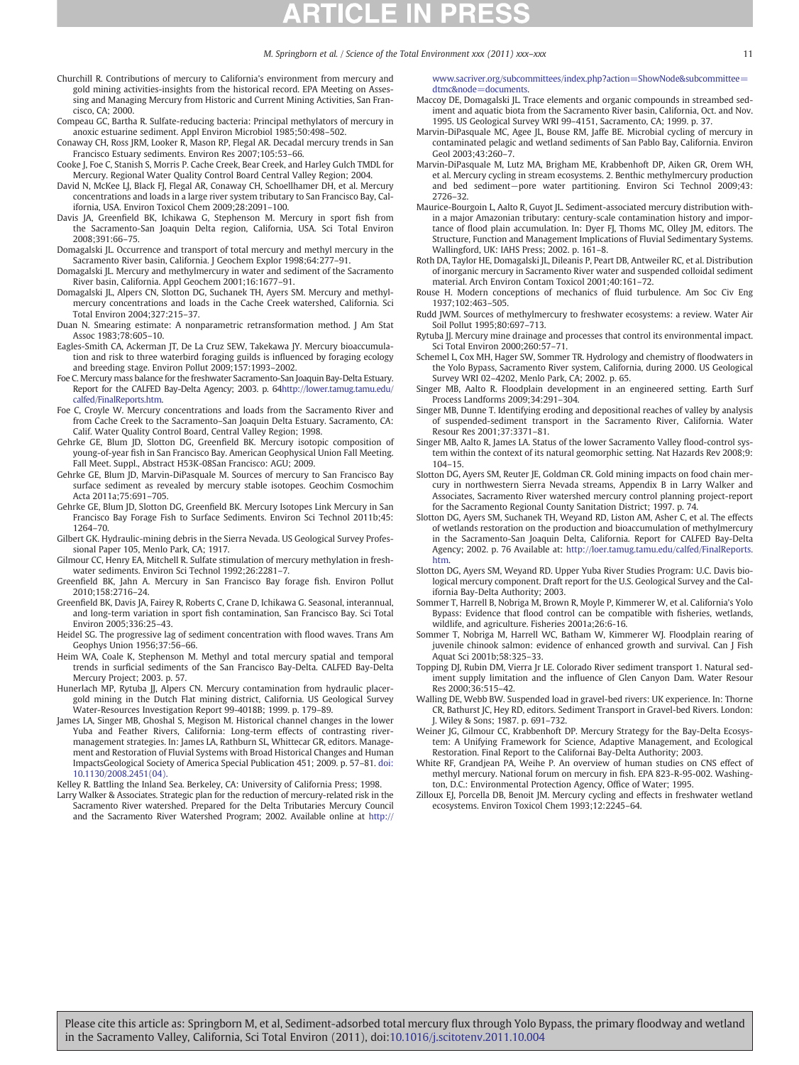Churchill R. Contributions of mercury to California's environment from mercury and gold mining activities-insights from the historical record. EPA Meeting on Assessing and Managing Mercury from Historic and Current Mining Activities, San Francisco, CA; 2000.

Compeau GC, Bartha R. Sulfate-reducing bacteria: Principal methylators of mercury in anoxic estuarine sediment. Appl Environ Microbiol 1985;50:498–502.

Conaway CH, Ross JRM, Looker R, Mason RP, Flegal AR. Decadal mercury trends in San Francisco Estuary sediments. Environ Res 2007;105:53–66.

Cooke J, Foe C, Stanish S, Morris P. Cache Creek, Bear Creek, and Harley Gulch TMDL for Mercury. Regional Water Quality Control Board Central Valley Region; 2004.

David N, McKee LJ, Black FJ, Flegal AR, Conaway CH, Schoellhamer DH, et al. Mercury concentrations and loads in a large river system tributary to San Francisco Bay, California, USA. Environ Toxicol Chem 2009;28:2091–100.

Davis JA, Greenfield BK, Ichikawa G, Stephenson M. Mercury in sport fish from the Sacramento-San Joaquin Delta region, California, USA. Sci Total Environ 2008;391:66–75.

Domagalski JL. Occurrence and transport of total mercury and methyl mercury in the Sacramento River basin, California. J Geochem Explor 1998;64:277–91.

Domagalski JL. Mercury and methylmercury in water and sediment of the Sacramento River basin, California. Appl Geochem 2001;16:1677–91.

Domagalski JL, Alpers CN, Slotton DG, Suchanek TH, Ayers SM. Mercury and methylmercury concentrations and loads in the Cache Creek watershed, California. Sci Total Environ 2004;327:215–37.

Duan N. Smearing estimate: A nonparametric retransformation method. J Am Stat Assoc 1983;78:605–10.

Eagles-Smith CA, Ackerman JT, De La Cruz SEW, Takekawa JY. Mercury bioaccumulation and risk to three waterbird foraging guilds is influenced by foraging ecology and breeding stage. Environ Pollut 2009;157:1993–2002.

Foe C. Mercury mass balance for the freshwater Sacramento–San Joaquin Bay-Delta Estuary. Report for the CALFED Bay-Delta Agency; 2003. p. 64http://lower.tamug.tamu.edu/calfed/FinalReports.htm.

Foe C, Croyle W. Mercury concentrations and loads from the Sacramento River and from Cache Creek to the Sacramento–San Joaquin Delta Estuary. Sacramento, CA: Calif. Water Quality Control Board, Central Valley Region; 1998.

Gehrke GE, Blum JD, Slotton DG, Greenfield BK. Mercury isotopic composition of young-of-year fish in San Francisco Bay. American Geophysical Union Fall Meeting. Fall Meet. Suppl., Abstract H53K-08San Francisco: AGU; 2009.

Gehrke GE, Blum JD, Marvin-DiPasquale M. Sources of mercury to San Francisco Bay surface sediment as revealed by mercury stable isotopes. Geochim Cosmochim Acta 2011a;75:691–705.

Gehrke GE, Blum JD, Slotton DG, Greenfield BK. Mercury Isotopes Link Mercury in San Francisco Bay Forage Fish to Surface Sediments. Environ Sci Technol 2011b;45: 1264–70.

Gilbert GK. Hydraulic-mining debris in the Sierra Nevada. US Geological Survey Professional Paper 105, Menlo Park, CA; 1917.

Gilmour CC, Henry EA, Mitchell R. Sulfate stimulation of mercury methylation in freshwater sediments. Environ Sci Technol 1992;26:2281–7.

Greenfield BK, Jahn A. Mercury in San Francisco Bay forage fish. Environ Pollut 2010;158:2716–24.

Greenfield BK, Davis JA, Fairey R, Roberts C, Crane D, Ichikawa G. Seasonal, interannual, and long-term variation in sport fish contamination, San Francisco Bay. Sci Total Environ 2005;336:25–43.

Heidel SG. The progressive lag of sediment concentration with flood waves. Trans Am Geophys Union 1956;37:56–66.

Heim WA, Coale K, Stephenson M. Methyl and total mercury spatial and temporal trends in surficial sediments of the San Francisco Bay-Delta. CALFED Bay-Delta Mercury Project; 2003. p. 57.

Hunerlach MP, Rytuba JJ, Alpers CN. Mercury contamination from hydraulic placer-gold mining in the Dutch Flat mining district, California. US Geological Survey Water-Resources Investigation Report 99-4018B; 1999. p. 179–89.

James LA, Singer MB, Ghoshal S, Megison M. Historical channel changes in the lower Yuba and Feather Rivers, California: Long-term effects of contrasting river-management strategies. In: James LA, Rathburn SL, Whittecar GR, editors. Management and Restoration of Fluvial Systems with Broad Historical Changes and Human ImpactsGeological Society of America Special Publication 451; 2009. p. 57–81. doi: 10.1130/2008.2451(04).

Kelley R. Battling the Inland Sea. Berkeley, CA: University of California Press; 1998.

Larry Walker & Associates. Strategic plan for the reduction of mercury-related risk in the Sacramento River watershed. Prepared for the Delta Tributaries Mercury Council and the Sacramento River Watershed Program; 2002. Available online at http://www.sacriver.org/subcommittees/index.php?action=ShowNode&subcommittee=dtmc&node=documents.

Maccoy DE, Domagalski JL. Trace elements and organic compounds in streambed sediment and aquatic biota from the Sacramento River basin, California, Oct. and Nov. 1995. US Geological Survey WRI 99–4151, Sacramento, CA; 1999. p. 37.

Marvin-DiPasquale MC, Agee JL, Bouse RM, Jaffe BE. Microbial cycling of mercury in contaminated pelagic and wetland sediments of San Pablo Bay, California. Environ Geol 2003;43:260–7.

Marvin-DiPasquale M, Lutz MA, Brigham ME, Krabbenhoft DP, Aiken GR, Orem WH, et al. Mercury cycling in stream ecosystems. 2. Benthic methylmercury production and bed sediment—pore water partitioning. Environ Sci Technol 2009;43: 2726–32.

Maurice-Bourgoin L, Aalto R, Guyot JL. Sediment-associated mercury distribution within a major Amazonian tributary: century-scale contamination history and importance of flood plain accumulation. In: Dyer FJ, Thoms MC, Olley JM, editors. The Structure, Function and Management Implications of Fluvial Sedimentary Systems. Wallingford, UK: IAHS Press; 2002. p. 161–8.

Roth DA, Taylor HE, Domagalski JL, Dileanis P, Peart DB, Antweiler RC, et al. Distribution of inorganic mercury in Sacramento River water and suspended colloidal sediment material. Arch Environ Contam Toxicol 2001;40:161–72.

Rouse H. Modern conceptions of mechanics of fluid turbulence. Am Soc Civ Eng 1937;102:463–505.

Rudd JWM. Sources of methylmercury to freshwater ecosystems: a review. Water Air Soil Pollut 1995;80:697–713.

Rytuba JJ. Mercury mine drainage and processes that control its environmental impact. Sci Total Environ 2000;260:57–71.

Schemel L, Cox MH, Hager SW, Sommer TR. Hydrology and chemistry of floodwaters in the Yolo Bypass, Sacramento River system, California, during 2000. US Geological Survey WRI 02–4202, Menlo Park, CA; 2002. p. 65.

Singer MB, Aalto R. Floodplain development in an engineered setting. Earth Surf Process Landforms 2009;34:291–304.

Singer MB, Dunne T. Identifying eroding and depositional reaches of valley by analysis of suspended-sediment transport in the Sacramento River, California. Water Resour Res 2001;37:3371–81.

Singer MB, Aalto R, James LA. Status of the lower Sacramento Valley flood-control system within the context of its natural geomorphic setting. Nat Hazards Rev 2008;9: 104–15.

Slotton DG, Ayers SM, Reuter JE, Goldman CR. Gold mining impacts on food chain mercury in northwestern Sierra Nevada streams, Appendix B in Larry Walker and Associates, Sacramento River watershed mercury control planning project-report for the Sacramento Regional County Sanitation District; 1997. p. 74.

Slotton DG, Ayers SM, Suchanek TH, Weyand RD, Liston AM, Asher C, et al. The effects of wetlands restoration on the production and bioaccumulation of methylmercury in the Sacramento-San Joaquin Delta, California. Report for CALFED Bay-Delta Agency; 2002. p. 76 Available at: http://loer.tamug.tamu.edu/calfed/FinalReports.htm.

Slotton DG, Ayers SM, Weyand RD. Upper Yuba River Studies Program: U.C. Davis biological mercury component. Draft report for the U.S. Geological Survey and the California Bay-Delta Authority; 2003.

Sommer T, Harrell B, Nobriga M, Brown R, Moyle P, Kimmerer W, et al. California's Yolo Bypass: Evidence that flood control can be compatible with fisheries, wetlands, wildlife, and agriculture. Fisheries 2001a;26:6-16.

Sommer T, Nobriga M, Harrell WC, Batham W, Kimmerer WJ. Floodplain rearing of juvenile chinook salmon: evidence of enhanced growth and survival. Can J Fish Aquat Sci 2001b;58:325–33.

Topping DJ, Rubin DM, Vierra Jr LE. Colorado River sediment transport 1. Natural sediment supply limitation and the influence of Glen Canyon Dam. Water Resour Res 2000;36:515–42.

Walling DE, Webb BW. Suspended load in gravel-bed rivers: UK experience. In: Thorne CR, Bathurst JC, Hey RD, editors. Sediment Transport in Gravel-bed Rivers. London: J. Wiley & Sons; 1987. p. 691–732.

Weiner JG, Gilmour CC, Krabbenhoft DP. Mercury Strategy for the Bay-Delta Ecosystem: A Unifying Framework for Science, Adaptive Management, and Ecological Restoration. Final Report to the Californai Bay-Delta Authority; 2003.

White RF, Grandjean PA, Weihe P. An overview of human studies on CNS effect of methyl mercury. National forum on mercury in fish. EPA 823-R-95-002. Washington, D.C.: Environmental Protection Agency, Office of Water; 1995.

Zilloux EJ, Porcella DB, Benoit JM. Mercury cycling and effects in freshwater wetland ecosystems. Environ Toxicol Chem 1993;12:2245–64.

Please cite this article as: Springborn M, et al, Sediment-adsorbed total mercury flux through Yolo Bypass, the primary floodway and wetland in the Sacramento Valley, California, Sci Total Environ (2011), doi:10.1016/j.scitotenv.2011.10.004